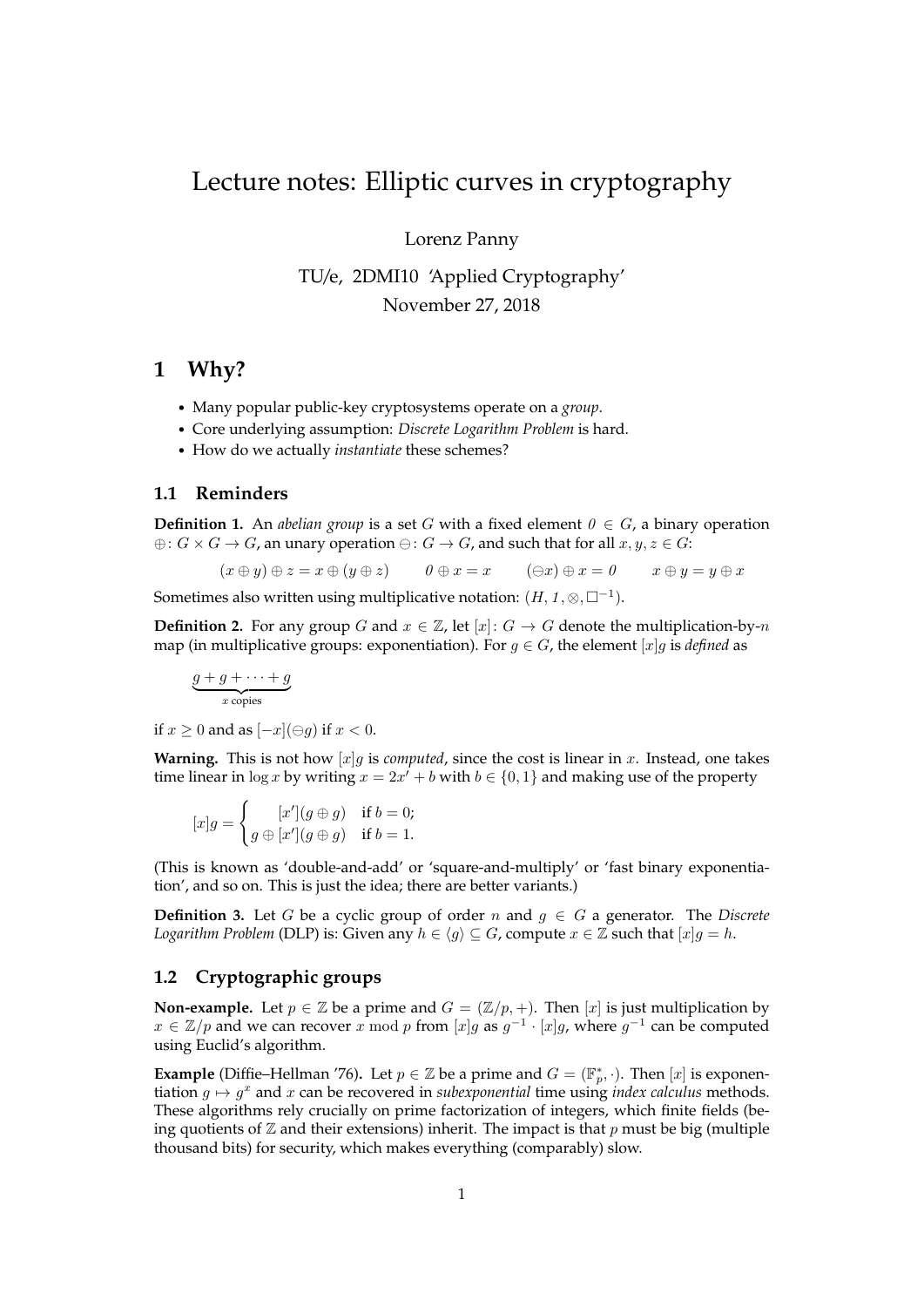# Lecture notes: Elliptic curves in cryptography

Lorenz Panny

TU/e, 2DMI10 'Applied Cryptography'

November 27, 2018

## 1 Why?

- Many popular public-key cryptosystems operate on a *group*.
- Core underlying assumption: *Discrete Logarithm Problem* is hard.
- How do we actually *instantiate* these schemes?

### 1.1 Reminders

**Definition 1.** An *abelian group* is a set $G$ with a fixed element $\mathit{0} \in G$, a binary operation $\oplus\colon G \times G \to G$, an unary operation $\ominus\colon G \to G$, and such that for all $x, y, z \in G$:

$$(x \oplus y) \oplus z = x \oplus (y \oplus z) \qquad \mathit{0} \oplus x = x \qquad (\ominus x) \oplus x = \mathit{0} \qquad x \oplus y = y \oplus x$$

Sometimes also written using multiplicative notation: $(H, \mathit{1}, \otimes, \square^{-1})$.

**Definition 2.** For any group $G$ and $x \in \mathbb{Z}$, let $[x]\colon G \to G$ denote the multiplication-by-$n$ map (in multiplicative groups: exponentiation). For $g \in G$, the element $[x]g$ is *defined* as

$$\underbrace{g + g + \cdots + g}_{x \text{ copies}}$$

if $x \geq 0$ and as $[-x](\ominus g)$ if $x < 0$.

**Warning.** This is not how $[x]g$ is *computed*, since the cost is linear in $x$. Instead, one takes time linear in $\log x$ by writing $x = 2x' + b$ with $b \in \{0, 1\}$ and making use of the property

$$[x]g = \begin{cases} [x'](g \oplus g) & \text{if } b = 0; \\ g \oplus [x'](g \oplus g) & \text{if } b = 1. \end{cases}$$

(This is known as 'double-and-add' or 'square-and-multiply' or 'fast binary exponentiation', and so on. This is just the idea; there are better variants.)

**Definition 3.** Let $G$ be a cyclic group of order $n$ and $g \in G$ a generator. The *Discrete Logarithm Problem* (DLP) is: Given any $h \in \langle g \rangle \subseteq G$, compute $x \in \mathbb{Z}$ such that $[x]g = h$.

### 1.2 Cryptographic groups

**Non-example.** Let $p \in \mathbb{Z}$ be a prime and $G = (\mathbb{Z}/p, +)$. Then $[x]$ is just multiplication by $x \in \mathbb{Z}/p$ and we can recover $x \bmod p$ from $[x]g$ as $g^{-1} \cdot [x]g$, where $g^{-1}$ can be computed using Euclid's algorithm.

**Example** (Diffie–Hellman '76)**.** Let $p \in \mathbb{Z}$ be a prime and $G = (\mathbb{F}_p^*, \cdot)$. Then $[x]$ is exponentiation $g \mapsto g^x$ and $x$ can be recovered in *subexponential* time using *index calculus* methods. These algorithms rely crucially on prime factorization of integers, which finite fields (being quotients of $\mathbb{Z}$ and their extensions) inherit. The impact is that $p$ must be big (multiple thousand bits) for security, which makes everything (comparably) slow.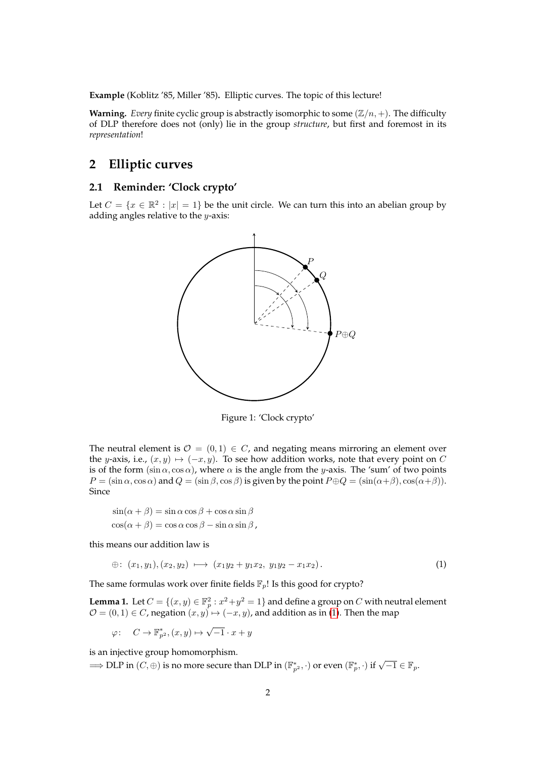**Example** (Koblitz '85, Miller '85)**.** Elliptic curves. The topic of this lecture!

**Warning.** *Every* finite cyclic group is abstractly isomorphic to some $(\mathbb{Z}/n, +)$. The difficulty of DLP therefore does not (only) lie in the group *structure*, but first and foremost in its *representation*!

## 2 Elliptic curves

### 2.1 Reminder: 'Clock crypto'

Let $C = \{x \in \mathbb{R}^2 : |x| = 1\}$ be the unit circle. We can turn this into an abelian group by adding angles relative to the $y$-axis:

Figure 1: 'Clock crypto'

The neutral element is $\mathcal{O} = (0, 1) \in C$, and negating means mirroring an element over the $y$-axis, i.e., $(x, y) \mapsto (-x, y)$. To see how addition works, note that every point on $C$ is of the form $(\sin\alpha, \cos\alpha)$, where $\alpha$ is the angle from the $y$-axis. The 'sum' of two points $P = (\sin\alpha, \cos\alpha)$ and $Q = (\sin\beta, \cos\beta)$ is given by the point $P \oplus Q = (\sin(\alpha+\beta), \cos(\alpha+\beta))$. Since

$$
\begin{aligned}
\sin(\alpha + \beta) &= \sin\alpha \cos\beta + \cos\alpha \sin\beta \\
\cos(\alpha + \beta) &= \cos\alpha \cos\beta - \sin\alpha \sin\beta\,,
\end{aligned}
$$

this means our addition law is

$$
\oplus\colon\ (x_1, y_1), (x_2, y_2) \ \longmapsto\ (x_1 y_2 + y_1 x_2,\ y_1 y_2 - x_1 x_2)\,. \tag{1}
$$

The same formulas work over finite fields $\mathbb{F}_p$! Is this good for crypto?

**Lemma 1.** Let $C = \{(x, y) \in \mathbb{F}_p^2 : x^2 + y^2 = 1\}$ and define a group on $C$ with neutral element $\mathcal{O} = (0, 1) \in C$, negation $(x, y) \mapsto (-x, y)$, and addition as in (1). Then the map

$$
\varphi\colon\quad C \to \mathbb{F}_{p^2}^*, (x, y) \mapsto \sqrt{-1} \cdot x + y
$$

is an injective group homomorphism.
$\Longrightarrow$ DLP in $(C, \oplus)$ is no more secure than DLP in $(\mathbb{F}_{p^2}^*, \cdot)$ or even $(\mathbb{F}_p^*, \cdot)$ if $\sqrt{-1} \in \mathbb{F}_p$.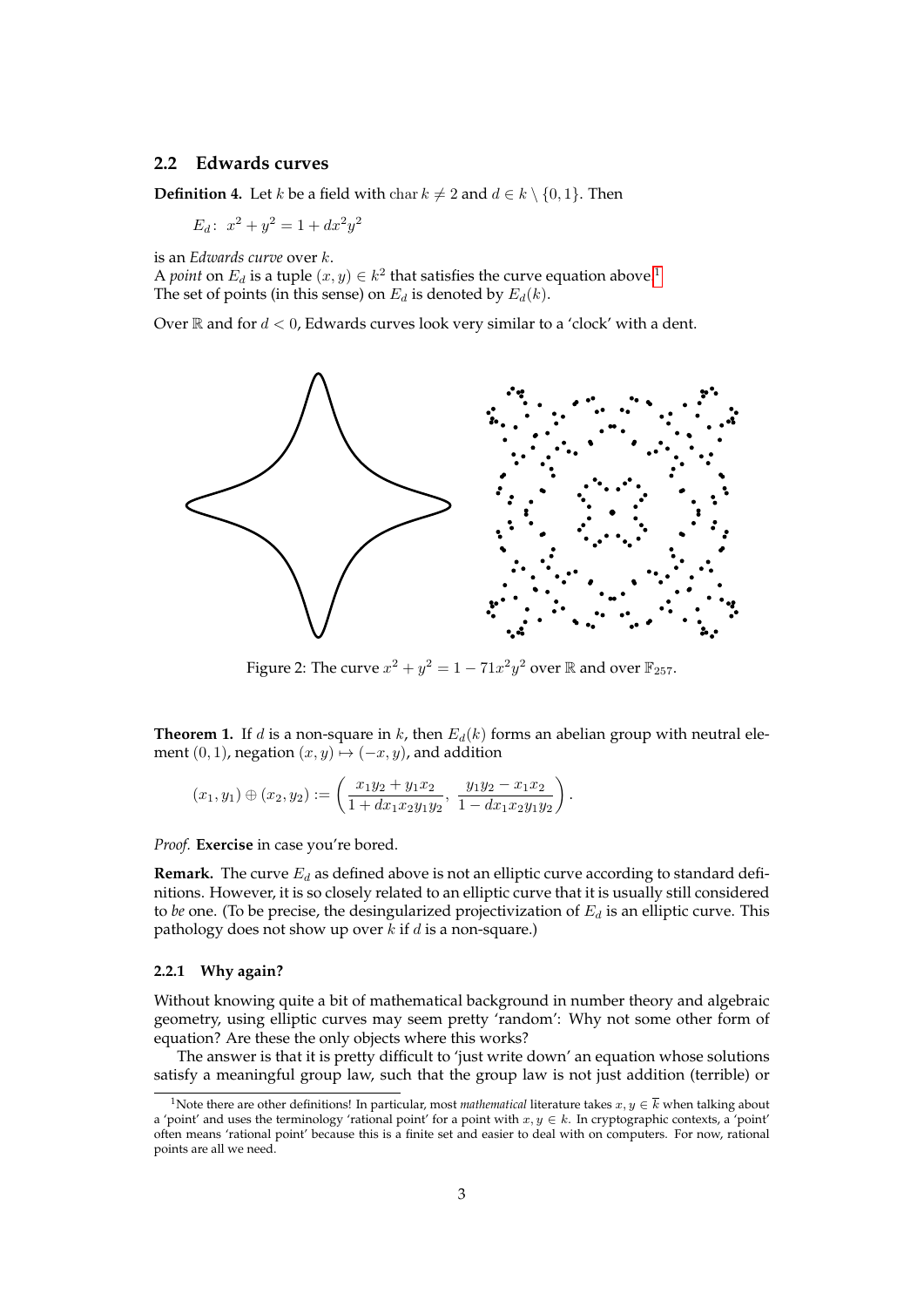### 2.2 Edwards curves

**Definition 4.** Let $k$ be a field with $\operatorname{char} k \neq 2$ and $d \in k \setminus \{0, 1\}$. Then

$$E_d\colon\ x^2 + y^2 = 1 + dx^2y^2$$

is an *Edwards curve* over $k$.
A *point* on $E_d$ is a tuple $(x, y) \in k^2$ that satisfies the curve equation above.[1]
The set of points (in this sense) on $E_d$ is denoted by $E_d(k)$.

Over $\mathbb{R}$ and for $d < 0$, Edwards curves look very similar to a 'clock' with a dent.

Figure 2: The curve $x^2 + y^2 = 1 - 71x^2y^2$ over $\mathbb{R}$ and over $\mathbb{F}_{257}$.

**Theorem 1.** If $d$ is a non-square in $k$, then $E_d(k)$ forms an abelian group with neutral element $(0, 1)$, negation $(x, y) \mapsto (-x, y)$, and addition

$$(x_1, y_1) \oplus (x_2, y_2) := \left( \frac{x_1y_2 + y_1x_2}{1 + dx_1x_2y_1y_2},\ \frac{y_1y_2 - x_1x_2}{1 - dx_1x_2y_1y_2} \right).$$

*Proof.* **Exercise** in case you're bored.

**Remark.** The curve $E_d$ as defined above is not an elliptic curve according to standard definitions. However, it is so closely related to an elliptic curve that it is usually still considered to *be* one. (To be precise, the desingularized projectivization of $E_d$ is an elliptic curve. This pathology does not show up over $k$ if $d$ is a non-square.)

#### 2.2.1 Why again?

Without knowing quite a bit of mathematical background in number theory and algebraic geometry, using elliptic curves may seem pretty 'random': Why not some other form of equation? Are these the only objects where this works?

The answer is that it is pretty difficult to 'just write down' an equation whose solutions satisfy a meaningful group law, such that the group law is not just addition (terrible) or

[1] Note there are other definitions! In particular, most *mathematical* literature takes $x, y \in \overline{k}$ when talking about a 'point' and uses the terminology 'rational point' for a point with $x, y \in k$. In cryptographic contexts, a 'point' often means 'rational point' because this is a finite set and easier to deal with on computers. For now, rational points are all we need.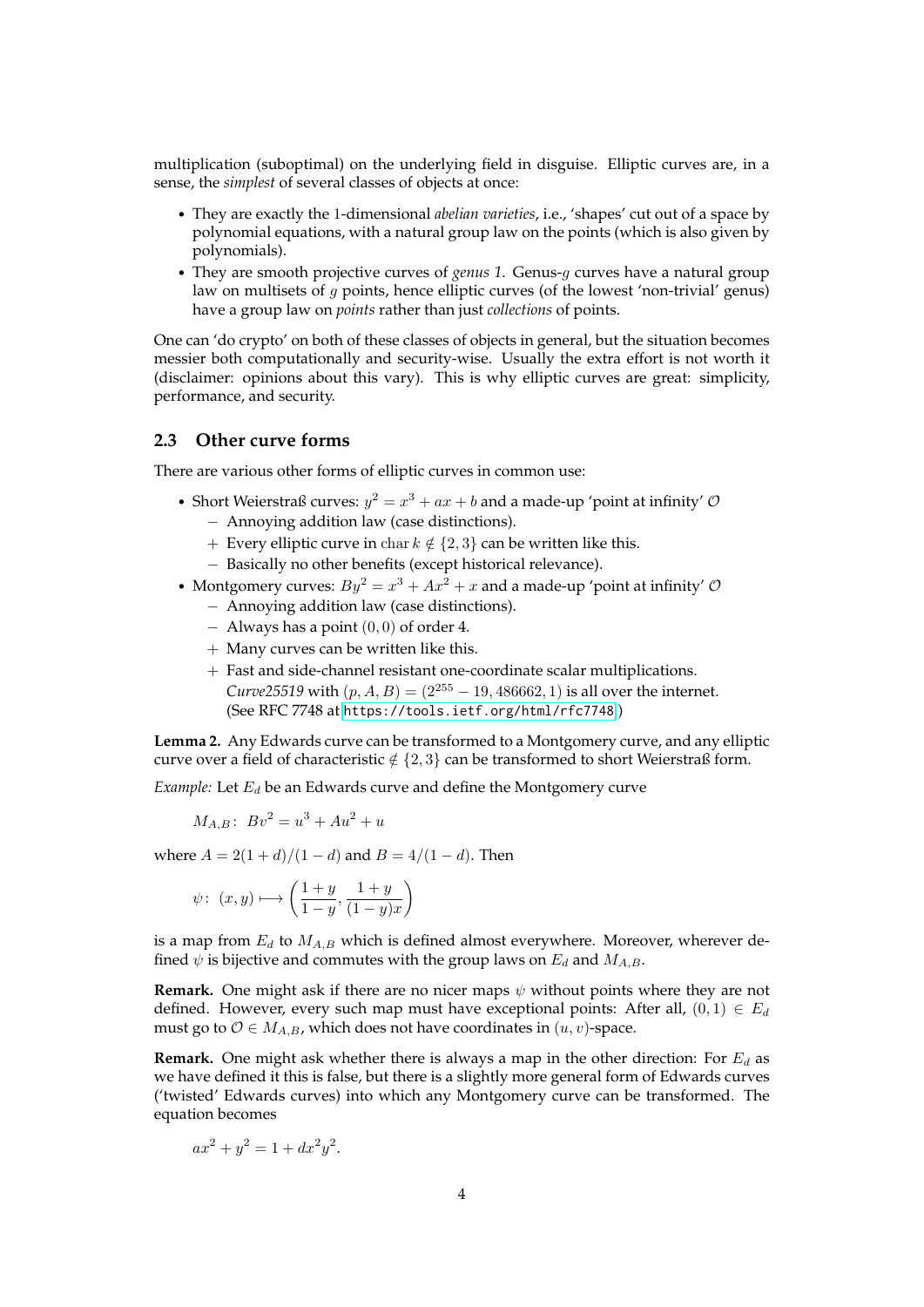multiplication (suboptimal) on the underlying field in disguise. Elliptic curves are, in a sense, the *simplest* of several classes of objects at once:

- They are exactly the 1-dimensional *abelian varieties*, i.e., 'shapes' cut out of a space by polynomial equations, with a natural group law on the points (which is also given by polynomials).
- They are smooth projective curves of *genus 1*. Genus-$g$ curves have a natural group law on multisets of $g$ points, hence elliptic curves (of the lowest 'non-trivial' genus) have a group law on *points* rather than just *collections* of points.

One can 'do crypto' on both of these classes of objects in general, but the situation becomes messier both computationally and security-wise. Usually the extra effort is not worth it (disclaimer: opinions about this vary). This is why elliptic curves are great: simplicity, performance, and security.

### 2.3 Other curve forms

There are various other forms of elliptic curves in common use:

- Short Weierstraß curves: $y^2 = x^3 + ax + b$ and a made-up 'point at infinity' $\mathcal{O}$
  - − Annoying addition law (case distinctions).
  - + Every elliptic curve in $\operatorname{char} k \notin \{2, 3\}$ can be written like this.
  - − Basically no other benefits (except historical relevance).
- Montgomery curves: $By^2 = x^3 + Ax^2 + x$ and a made-up 'point at infinity' $\mathcal{O}$
  - − Annoying addition law (case distinctions).
  - − Always has a point $(0, 0)$ of order 4.
  - + Many curves can be written like this.
  - + Fast and side-channel resistant one-coordinate scalar multiplications. *Curve25519* with $(p, A, B) = (2^{255} - 19, 486662, 1)$ is all over the internet. (See RFC 7748 at `https://tools.ietf.org/html/rfc7748`.)

**Lemma 2.** Any Edwards curve can be transformed to a Montgomery curve, and any elliptic curve over a field of characteristic $\notin \{2, 3\}$ can be transformed to short Weierstraß form.

*Example:* Let $E_d$ be an Edwards curve and define the Montgomery curve

$$M_{A,B}\colon\ Bv^2 = u^3 + Au^2 + u$$

where $A = 2(1 + d)/(1 - d)$ and $B = 4/(1 - d)$. Then

$$\psi\colon\ (x, y) \longmapsto \left(\frac{1+y}{1-y}, \frac{1+y}{(1-y)x}\right)$$

is a map from $E_d$ to $M_{A,B}$ which is defined almost everywhere. Moreover, wherever defined $\psi$ is bijective and commutes with the group laws on $E_d$ and $M_{A,B}$.

**Remark.** One might ask if there are no nicer maps $\psi$ without points where they are not defined. However, every such map must have exceptional points: After all, $(0, 1) \in E_d$ must go to $\mathcal{O} \in M_{A,B}$, which does not have coordinates in $(u, v)$-space.

**Remark.** One might ask whether there is always a map in the other direction: For $E_d$ as we have defined it this is false, but there is a slightly more general form of Edwards curves ('twisted' Edwards curves) into which any Montgomery curve can be transformed. The equation becomes

$$ax^2 + y^2 = 1 + dx^2y^2.$$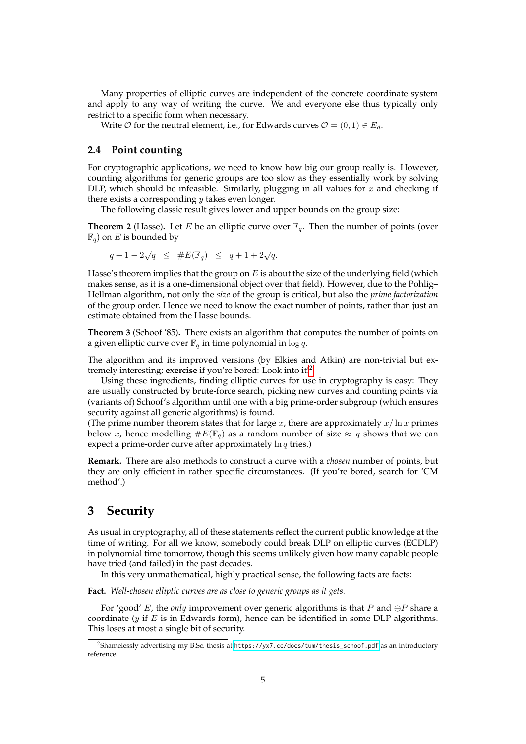Many properties of elliptic curves are independent of the concrete coordinate system and apply to any way of writing the curve. We and everyone else thus typically only restrict to a specific form when necessary.

Write $\mathcal{O}$ for the neutral element, i.e., for Edwards curves $\mathcal{O} = (0, 1) \in E_d$.

### 2.4 Point counting

For cryptographic applications, we need to know how big our group really is. However, counting algorithms for generic groups are too slow as they essentially work by solving DLP, which should be infeasible. Similarly, plugging in all values for $x$ and checking if there exists a corresponding $y$ takes even longer.

The following classic result gives lower and upper bounds on the group size:

**Theorem 2** (Hasse)**.** Let $E$ be an elliptic curve over $\mathbb{F}_q$. Then the number of points (over $\mathbb{F}_q$) on $E$ is bounded by

$$q + 1 - 2\sqrt{q} \quad \leq \quad \#E(\mathbb{F}_q) \quad \leq \quad q + 1 + 2\sqrt{q}.$$

Hasse's theorem implies that the group on $E$ is about the size of the underlying field (which makes sense, as it is a one-dimensional object over that field). However, due to the Pohlig–Hellman algorithm, not only the *size* of the group is critical, but also the *prime factorization* of the group order. Hence we need to know the exact number of points, rather than just an estimate obtained from the Hasse bounds.

**Theorem 3** (Schoof '85)**.** There exists an algorithm that computes the number of points on a given elliptic curve over $\mathbb{F}_q$ in time polynomial in $\log q$.

The algorithm and its improved versions (by Elkies and Atkin) are non-trivial but extremely interesting; **exercise** if you're bored: Look into it.[2]

Using these ingredients, finding elliptic curves for use in cryptography is easy: They are usually constructed by brute-force search, picking new curves and counting points via (variants of) Schoof's algorithm until one with a big prime-order subgroup (which ensures security against all generic algorithms) is found.

(The prime number theorem states that for large $x$, there are approximately $x/\ln x$ primes below $x$, hence modelling $\#E(\mathbb{F}_q)$ as a random number of size $\approx q$ shows that we can expect a prime-order curve after approximately $\ln q$ tries.)

**Remark.** There are also methods to construct a curve with a *chosen* number of points, but they are only efficient in rather specific circumstances. (If you're bored, search for 'CM method'.)

## 3 Security

As usual in cryptography, all of these statements reflect the current public knowledge at the time of writing. For all we know, somebody could break DLP on elliptic curves (ECDLP) in polynomial time tomorrow, though this seems unlikely given how many capable people have tried (and failed) in the past decades.

In this very unmathematical, highly practical sense, the following facts are facts:

**Fact.** *Well-chosen elliptic curves are as close to generic groups as it gets.*

For 'good' $E$, the *only* improvement over generic algorithms is that $P$ and $\ominus P$ share a coordinate ($y$ if $E$ is in Edwards form), hence can be identified in some DLP algorithms. This loses at most a single bit of security.

[2] Shamelessly advertising my B.Sc. thesis at `https://yx7.cc/docs/tum/thesis_schoof.pdf` as an introductory reference.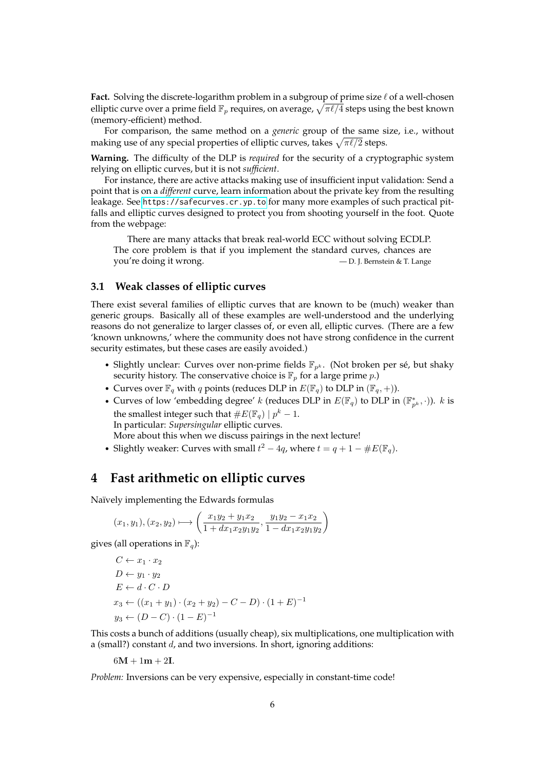**Fact.** Solving the discrete-logarithm problem in a subgroup of prime size $\ell$ of a well-chosen elliptic curve over a prime field $\mathbb{F}_p$ requires, on average, $\sqrt{\pi\ell/4}$ steps using the best known (memory-efficient) method.

For comparison, the same method on a *generic* group of the same size, i.e., without making use of any special properties of elliptic curves, takes $\sqrt{\pi\ell/2}$ steps.

**Warning.** The difficulty of the DLP is *required* for the security of a cryptographic system relying on elliptic curves, but it is not *sufficient*.

For instance, there are active attacks making use of insufficient input validation: Send a point that is on a *different* curve, learn information about the private key from the resulting leakage. See https://safecurves.cr.yp.to for many more examples of such practical pitfalls and elliptic curves designed to protect you from shooting yourself in the foot. Quote from the webpage:

> There are many attacks that break real-world ECC without solving ECDLP. The core problem is that if you implement the standard curves, chances are you're doing it wrong. — D. J. Bernstein & T. Lange

### 3.1 Weak classes of elliptic curves

There exist several families of elliptic curves that are known to be (much) weaker than generic groups. Basically all of these examples are well-understood and the underlying reasons do not generalize to larger classes of, or even all, elliptic curves. (There are a few 'known unknowns,' where the community does not have strong confidence in the current security estimates, but these cases are easily avoided.)

- Slightly unclear: Curves over non-prime fields $\mathbb{F}_{p^k}$. (Not broken per sé, but shaky security history. The conservative choice is $\mathbb{F}_p$ for a large prime $p$.)
- Curves over $\mathbb{F}_q$ with $q$ points (reduces DLP in $E(\mathbb{F}_q)$ to DLP in $(\mathbb{F}_q, +)$).
- Curves of low 'embedding degree' $k$ (reduces DLP in $E(\mathbb{F}_q)$ to DLP in $(\mathbb{F}_{p^k}^*, \cdot)$). $k$ is the smallest integer such that $\#E(\mathbb{F}_q) \mid p^k - 1$.
  In particular: *Supersingular* elliptic curves.
  More about this when we discuss pairings in the next lecture!
- Slightly weaker: Curves with small $t^2 - 4q$, where $t = q + 1 - \#E(\mathbb{F}_q)$.

## 4 Fast arithmetic on elliptic curves

Naïvely implementing the Edwards formulas

$$(x_1, y_1), (x_2, y_2) \longmapsto \left( \frac{x_1 y_2 + y_1 x_2}{1 + d x_1 x_2 y_1 y_2}, \frac{y_1 y_2 - x_1 x_2}{1 - d x_1 x_2 y_1 y_2} \right)$$

gives (all operations in $\mathbb{F}_q$):

$$\begin{aligned}
C &\leftarrow x_1 \cdot x_2 \\
D &\leftarrow y_1 \cdot y_2 \\
E &\leftarrow d \cdot C \cdot D \\
x_3 &\leftarrow ((x_1 + y_1) \cdot (x_2 + y_2) - C - D) \cdot (1 + E)^{-1} \\
y_3 &\leftarrow (D - C) \cdot (1 - E)^{-1}
\end{aligned}$$

This costs a bunch of additions (usually cheap), six multiplications, one multiplication with a (small?) constant $d$, and two inversions. In short, ignoring additions:

$$6\mathbf{M} + 1\mathbf{m} + 2\mathbf{I}.$$

*Problem:* Inversions can be very expensive, especially in constant-time code!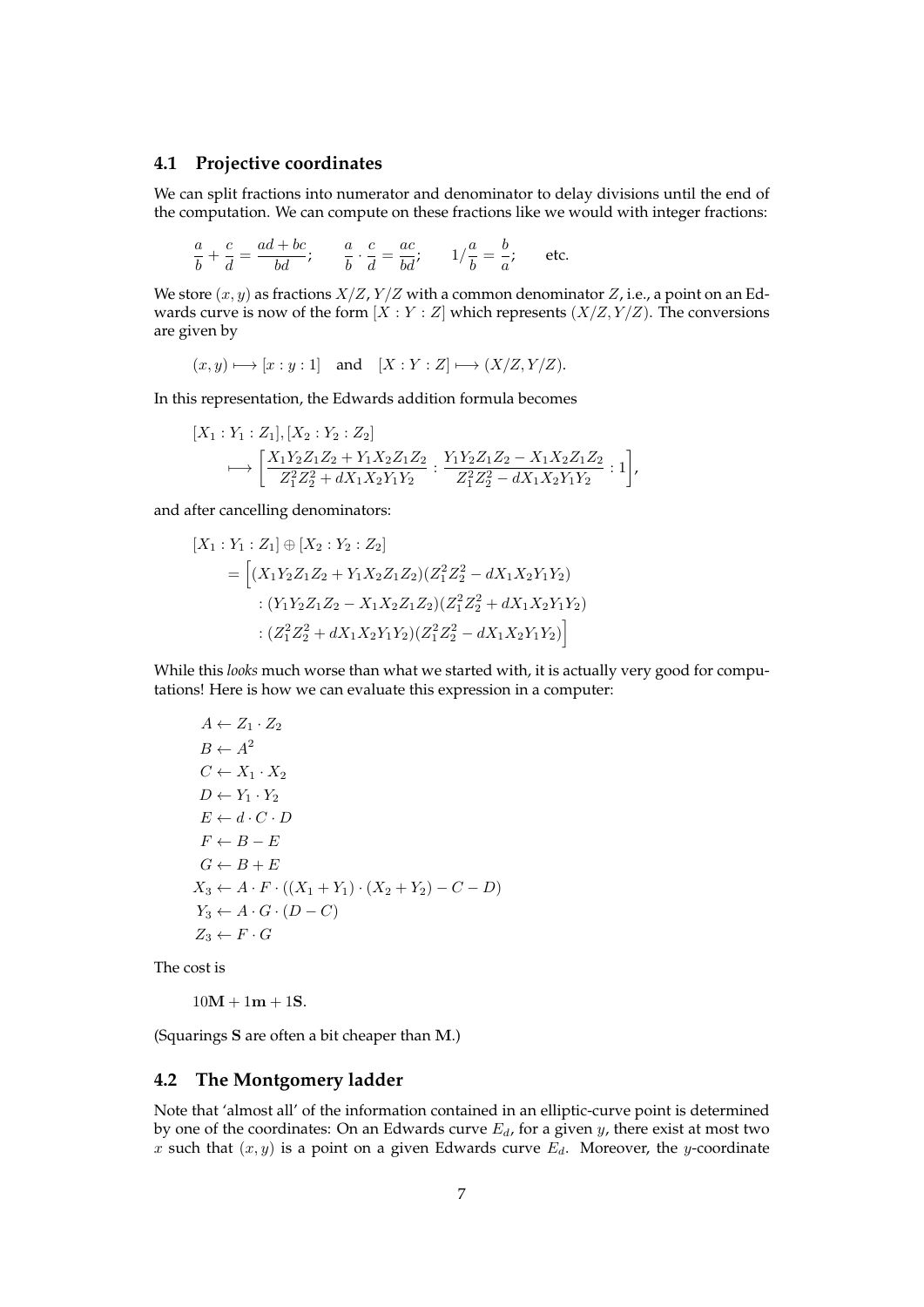### 4.1 Projective coordinates

We can split fractions into numerator and denominator to delay divisions until the end of the computation. We can compute on these fractions like we would with integer fractions:

$$\frac{a}{b} + \frac{c}{d} = \frac{ad+bc}{bd}; \qquad \frac{a}{b} \cdot \frac{c}{d} = \frac{ac}{bd}; \qquad 1/\frac{a}{b} = \frac{b}{a}; \qquad \text{etc.}$$

We store $(x, y)$ as fractions $X/Z$, $Y/Z$ with a common denominator $Z$, i.e., a point on an Edwards curve is now of the form $[X : Y : Z]$ which represents $(X/Z, Y/Z)$. The conversions are given by

$$(x, y) \longmapsto [x : y : 1] \quad \text{and} \quad [X : Y : Z] \longmapsto (X/Z, Y/Z).$$

In this representation, the Edwards addition formula becomes

$$\begin{aligned}
&[X_1 : Y_1 : Z_1], [X_2 : Y_2 : Z_2] \\
&\quad \longmapsto \left[ \frac{X_1Y_2Z_1Z_2 + Y_1X_2Z_1Z_2}{Z_1^2Z_2^2 + dX_1X_2Y_1Y_2} : \frac{Y_1Y_2Z_1Z_2 - X_1X_2Z_1Z_2}{Z_1^2Z_2^2 - dX_1X_2Y_1Y_2} : 1 \right],
\end{aligned}$$

and after cancelling denominators:

$$\begin{aligned}
&[X_1 : Y_1 : Z_1] \oplus [X_2 : Y_2 : Z_2] \\
&\quad = \Big[ (X_1Y_2Z_1Z_2 + Y_1X_2Z_1Z_2)(Z_1^2Z_2^2 - dX_1X_2Y_1Y_2) \\
&\qquad : (Y_1Y_2Z_1Z_2 - X_1X_2Z_1Z_2)(Z_1^2Z_2^2 + dX_1X_2Y_1Y_2) \\
&\qquad : (Z_1^2Z_2^2 + dX_1X_2Y_1Y_2)(Z_1^2Z_2^2 - dX_1X_2Y_1Y_2) \Big]
\end{aligned}$$

While this *looks* much worse than what we started with, it is actually very good for computations! Here is how we can evaluate this expression in a computer:

$$\begin{aligned}
A &\leftarrow Z_1 \cdot Z_2 \\
B &\leftarrow A^2 \\
C &\leftarrow X_1 \cdot X_2 \\
D &\leftarrow Y_1 \cdot Y_2 \\
E &\leftarrow d \cdot C \cdot D \\
F &\leftarrow B - E \\
G &\leftarrow B + E \\
X_3 &\leftarrow A \cdot F \cdot ((X_1 + Y_1) \cdot (X_2 + Y_2) - C - D) \\
Y_3 &\leftarrow A \cdot G \cdot (D - C) \\
Z_3 &\leftarrow F \cdot G
\end{aligned}$$

The cost is

$$10\mathbf{M} + 1\mathbf{m} + 1\mathbf{S}.$$

(Squarings $\mathbf{S}$ are often a bit cheaper than $\mathbf{M}$.)

### 4.2 The Montgomery ladder

Note that 'almost all' of the information contained in an elliptic-curve point is determined by one of the coordinates: On an Edwards curve $E_d$, for a given $y$, there exist at most two $x$ such that $(x, y)$ is a point on a given Edwards curve $E_d$. Moreover, the $y$-coordinate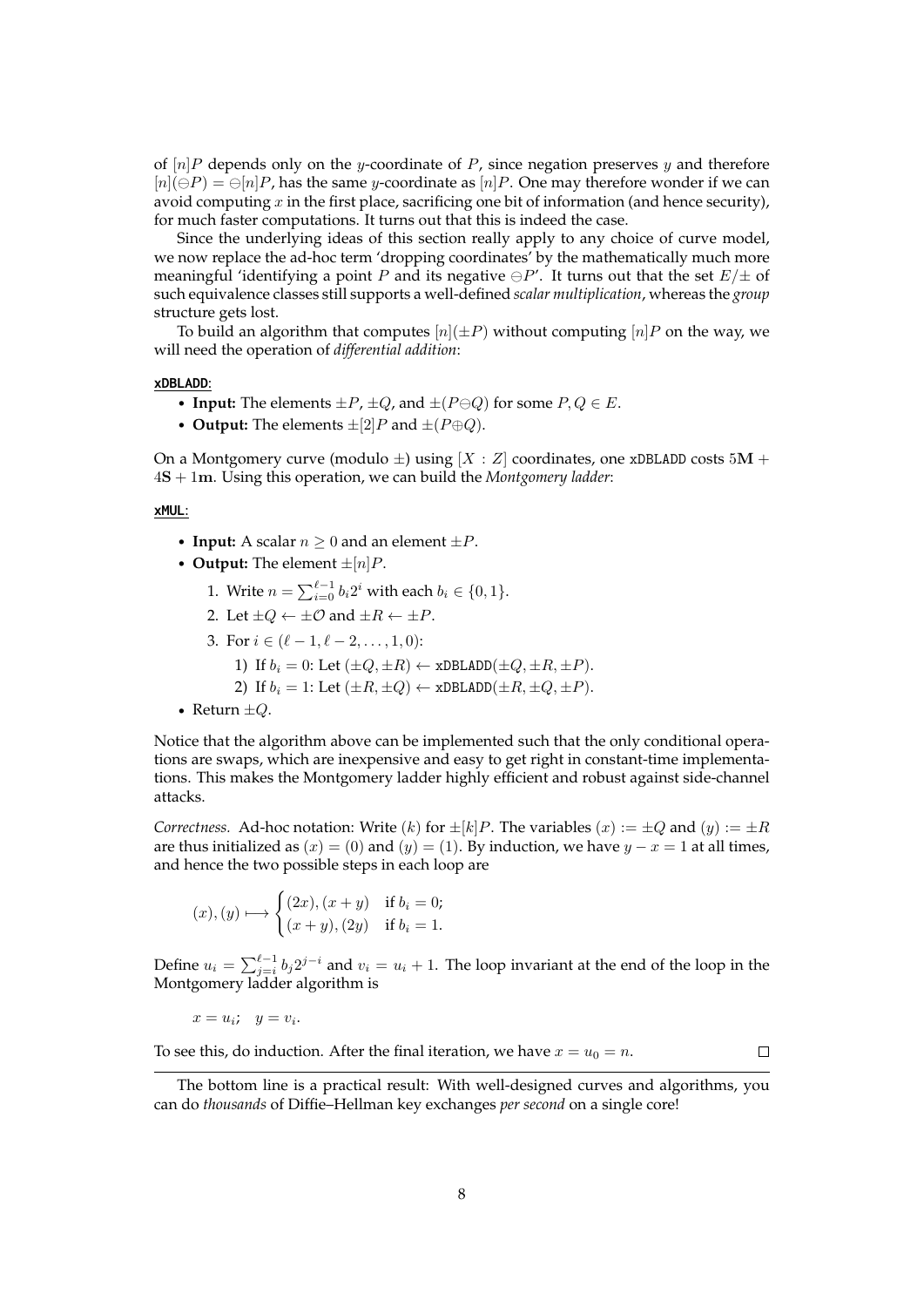of $[n]P$ depends only on the $y$-coordinate of $P$, since negation preserves $y$ and therefore $[n](\ominus P) = \ominus[n]P$, has the same $y$-coordinate as $[n]P$. One may therefore wonder if we can avoid computing $x$ in the first place, sacrificing one bit of information (and hence security), for much faster computations. It turns out that this is indeed the case.

Since the underlying ideas of this section really apply to any choice of curve model, we now replace the ad-hoc term 'dropping coordinates' by the mathematically much more meaningful 'identifying a point $P$ and its negative $\ominus P$'. It turns out that the set $E/\pm$ of such equivalence classes still supports a well-defined *scalar multiplication*, whereas the *group* structure gets lost.

To build an algorithm that computes $[n](\pm P)$ without computing $[n]P$ on the way, we will need the operation of *differential addition*:

**xDBLADD**:

- **Input:** The elements $\pm P$, $\pm Q$, and $\pm(P\ominus Q)$ for some $P, Q \in E$.
- **Output:** The elements $\pm[2]P$ and $\pm(P\oplus Q)$.

On a Montgomery curve (modulo $\pm$) using $[X : Z]$ coordinates, one xDBLADD costs $5\mathbf{M} + 4\mathbf{S} + 1\mathbf{m}$. Using this operation, we can build the *Montgomery ladder*:

**xMUL**:

- **Input:** A scalar $n \geq 0$ and an element $\pm P$.
- **Output:** The element $\pm[n]P$.
    1. Write $n = \sum_{i=0}^{\ell-1} b_i 2^i$ with each $b_i \in \{0, 1\}$.
    2. Let $\pm Q \leftarrow \pm\mathcal{O}$ and $\pm R \leftarrow \pm P$.
    3. For $i \in (\ell-1, \ell-2, \ldots, 1, 0)$:
        1) If $b_i = 0$: Let $(\pm Q, \pm R) \leftarrow$ xDBLADD$(\pm Q, \pm R, \pm P)$.
        2) If $b_i = 1$: Let $(\pm R, \pm Q) \leftarrow$ xDBLADD$(\pm R, \pm Q, \pm P)$.
- Return $\pm Q$.

Notice that the algorithm above can be implemented such that the only conditional operations are swaps, which are inexpensive and easy to get right in constant-time implementations. This makes the Montgomery ladder highly efficient and robust against side-channel attacks.

*Correctness.* Ad-hoc notation: Write $(k)$ for $\pm[k]P$. The variables $(x) := \pm Q$ and $(y) := \pm R$ are thus initialized as $(x) = (0)$ and $(y) = (1)$. By induction, we have $y - x = 1$ at all times, and hence the two possible steps in each loop are

$$(x), (y) \longmapsto \begin{cases} (2x), (x+y) & \text{if } b_i = 0; \\ (x+y), (2y) & \text{if } b_i = 1. \end{cases}$$

Define $u_i = \sum_{j=i}^{\ell-1} b_j 2^{j-i}$ and $v_i = u_i + 1$. The loop invariant at the end of the loop in the Montgomery ladder algorithm is

$$x = u_i; \quad y = v_i.$$

To see this, do induction. After the final iteration, we have $x = u_0 = n$. □

---

The bottom line is a practical result: With well-designed curves and algorithms, you can do *thousands* of Diffie–Hellman key exchanges *per second* on a single core!